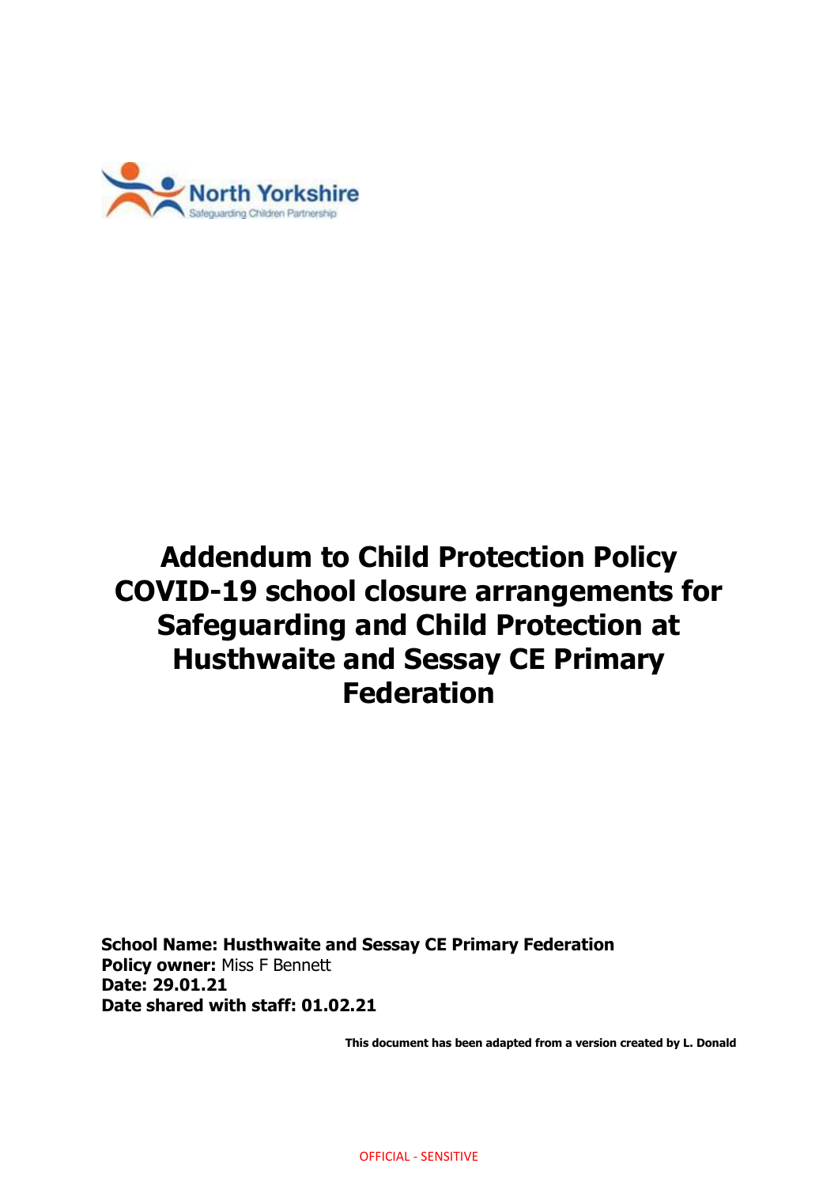North Yorkshire
Safeguarding Children Partnership

# Addendum to Child Protection Policy COVID-19 school closure arrangements for Safeguarding and Child Protection at Husthwaite and Sessay CE Primary Federation

**School Name: Husthwaite and Sessay CE Primary Federation**
**Policy owner:** Miss F Bennett
**Date: 29.01.21**
**Date shared with staff: 01.02.21**

**This document has been adapted from a version created by L. Donald**

OFFICIAL - SENSITIVE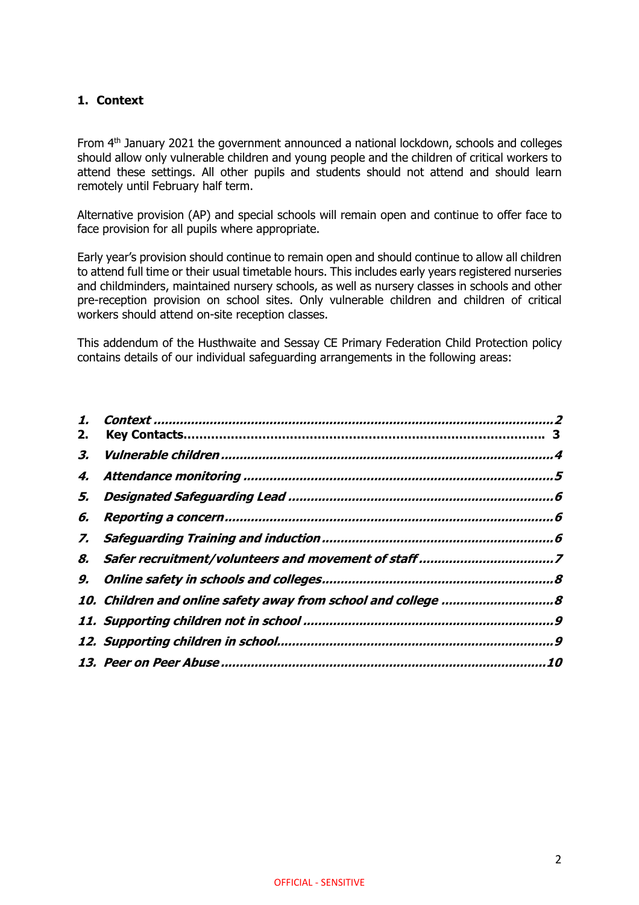## 1. Context

From 4th January 2021 the government announced a national lockdown, schools and colleges should allow only vulnerable children and young people and the children of critical workers to attend these settings. All other pupils and students should not attend and should learn remotely until February half term.

Alternative provision (AP) and special schools will remain open and continue to offer face to face provision for all pupils where appropriate.

Early year's provision should continue to remain open and should continue to allow all children to attend full time or their usual timetable hours. This includes early years registered nurseries and childminders, maintained nursery schools, as well as nursery classes in schools and other pre-reception provision on school sites. Only vulnerable children and children of critical workers should attend on-site reception classes.

This addendum of the Husthwaite and Sessay CE Primary Federation Child Protection policy contains details of our individual safeguarding arrangements in the following areas:

1. *Context* ........................................................................................................2
2. **Key Contacts**.......................................................................................... 3
3. *Vulnerable children* ......................................................................................4
4. *Attendance monitoring* ................................................................................5
5. *Designated Safeguarding Lead* ....................................................................6
6. *Reporting a concern* .....................................................................................6
7. *Safeguarding Training and induction* ...........................................................6
8. *Safer recruitment/volunteers and movement of staff* ...................................7
9. *Online safety in schools and colleges* ...........................................................8
10. *Children and online safety away from school and college* ............................8
11. *Supporting children not in school* ................................................................9
12. *Supporting children in school* ......................................................................9
13. *Peer on Peer Abuse* ...................................................................................10

OFFICIAL - SENSITIVE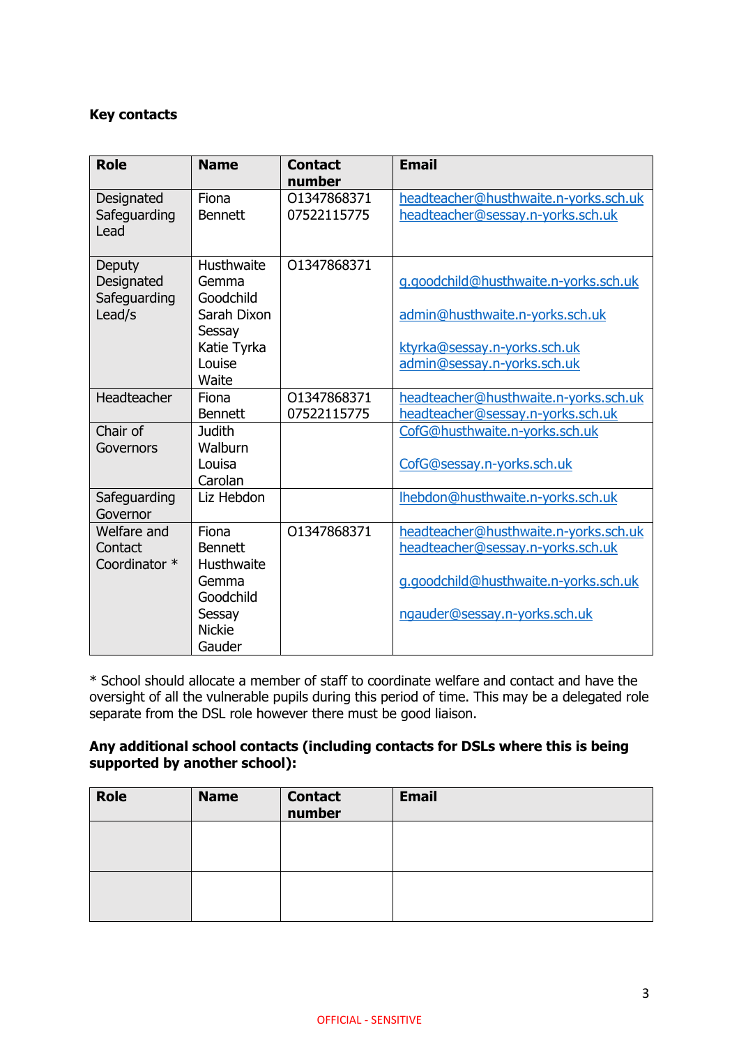**Key contacts**

| Role | Name | Contact number | Email |
|---|---|---|---|
| Designated Safeguarding Lead | Fiona Bennett | 01347868371 07522115775 | headteacher@husthwaite.n-yorks.sch.uk headteacher@sessay.n-yorks.sch.uk |
| Deputy Designated Safeguarding Lead/s | Husthwaite Gemma Goodchild Sarah Dixon Sessay Katie Tyrka Louise Waite | 01347868371 | g.goodchild@husthwaite.n-yorks.sch.uk admin@husthwaite.n-yorks.sch.uk ktyrka@sessay.n-yorks.sch.uk admin@sessay.n-yorks.sch.uk |
| Headteacher | Fiona Bennett | 01347868371 07522115775 | headteacher@husthwaite.n-yorks.sch.uk headteacher@sessay.n-yorks.sch.uk |
| Chair of Governors | Judith Walburn Louisa Carolan | | CofG@husthwaite.n-yorks.sch.uk CofG@sessay.n-yorks.sch.uk |
| Safeguarding Governor | Liz Hebdon | | lhebdon@husthwaite.n-yorks.sch.uk |
| Welfare and Contact Coordinator * | Fiona Bennett Husthwaite Gemma Goodchild Sessay Nickie Gauder | 01347868371 | headteacher@husthwaite.n-yorks.sch.uk headteacher@sessay.n-yorks.sch.uk g.goodchild@husthwaite.n-yorks.sch.uk ngauder@sessay.n-yorks.sch.uk |

* School should allocate a member of staff to coordinate welfare and contact and have the oversight of all the vulnerable pupils during this period of time. This may be a delegated role separate from the DSL role however there must be good liaison.

**Any additional school contacts (including contacts for DSLs where this is being supported by another school):**

| Role | Name | Contact number | Email |
|---|---|---|---|
| | | | |
| | | | |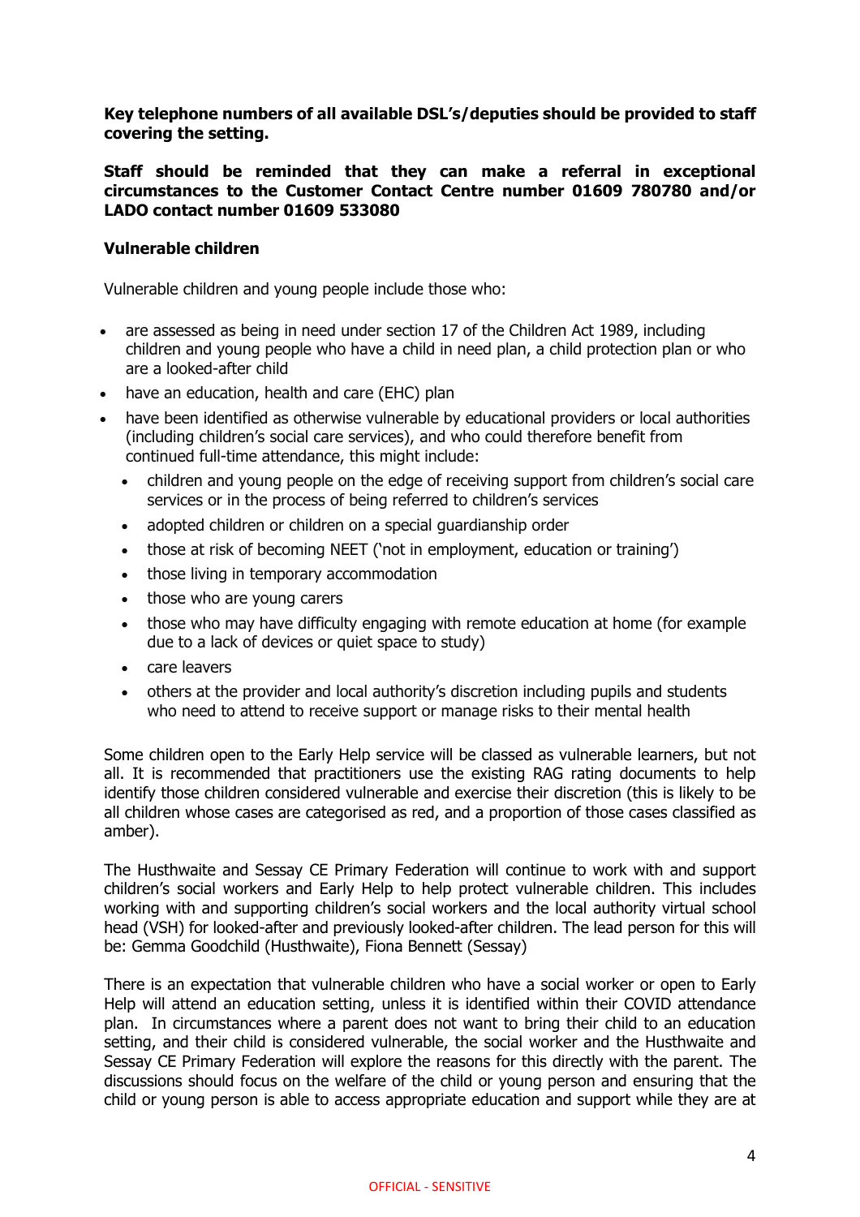**Key telephone numbers of all available DSL's/deputies should be provided to staff covering the setting.**

**Staff should be reminded that they can make a referral in exceptional circumstances to the Customer Contact Centre number 01609 780780 and/or LADO contact number 01609 533080**

**Vulnerable children**

Vulnerable children and young people include those who:

- are assessed as being in need under section 17 of the Children Act 1989, including children and young people who have a child in need plan, a child protection plan or who are a looked-after child
- have an education, health and care (EHC) plan
- have been identified as otherwise vulnerable by educational providers or local authorities (including children's social care services), and who could therefore benefit from continued full-time attendance, this might include:
  - children and young people on the edge of receiving support from children's social care services or in the process of being referred to children's services
  - adopted children or children on a special guardianship order
  - those at risk of becoming NEET ('not in employment, education or training')
  - those living in temporary accommodation
  - those who are young carers
  - those who may have difficulty engaging with remote education at home (for example due to a lack of devices or quiet space to study)
  - care leavers
  - others at the provider and local authority's discretion including pupils and students who need to attend to receive support or manage risks to their mental health

Some children open to the Early Help service will be classed as vulnerable learners, but not all. It is recommended that practitioners use the existing RAG rating documents to help identify those children considered vulnerable and exercise their discretion (this is likely to be all children whose cases are categorised as red, and a proportion of those cases classified as amber).

The Husthwaite and Sessay CE Primary Federation will continue to work with and support children's social workers and Early Help to help protect vulnerable children. This includes working with and supporting children's social workers and the local authority virtual school head (VSH) for looked-after and previously looked-after children. The lead person for this will be: Gemma Goodchild (Husthwaite), Fiona Bennett (Sessay)

There is an expectation that vulnerable children who have a social worker or open to Early Help will attend an education setting, unless it is identified within their COVID attendance plan. In circumstances where a parent does not want to bring their child to an education setting, and their child is considered vulnerable, the social worker and the Husthwaite and Sessay CE Primary Federation will explore the reasons for this directly with the parent. The discussions should focus on the welfare of the child or young person and ensuring that the child or young person is able to access appropriate education and support while they are at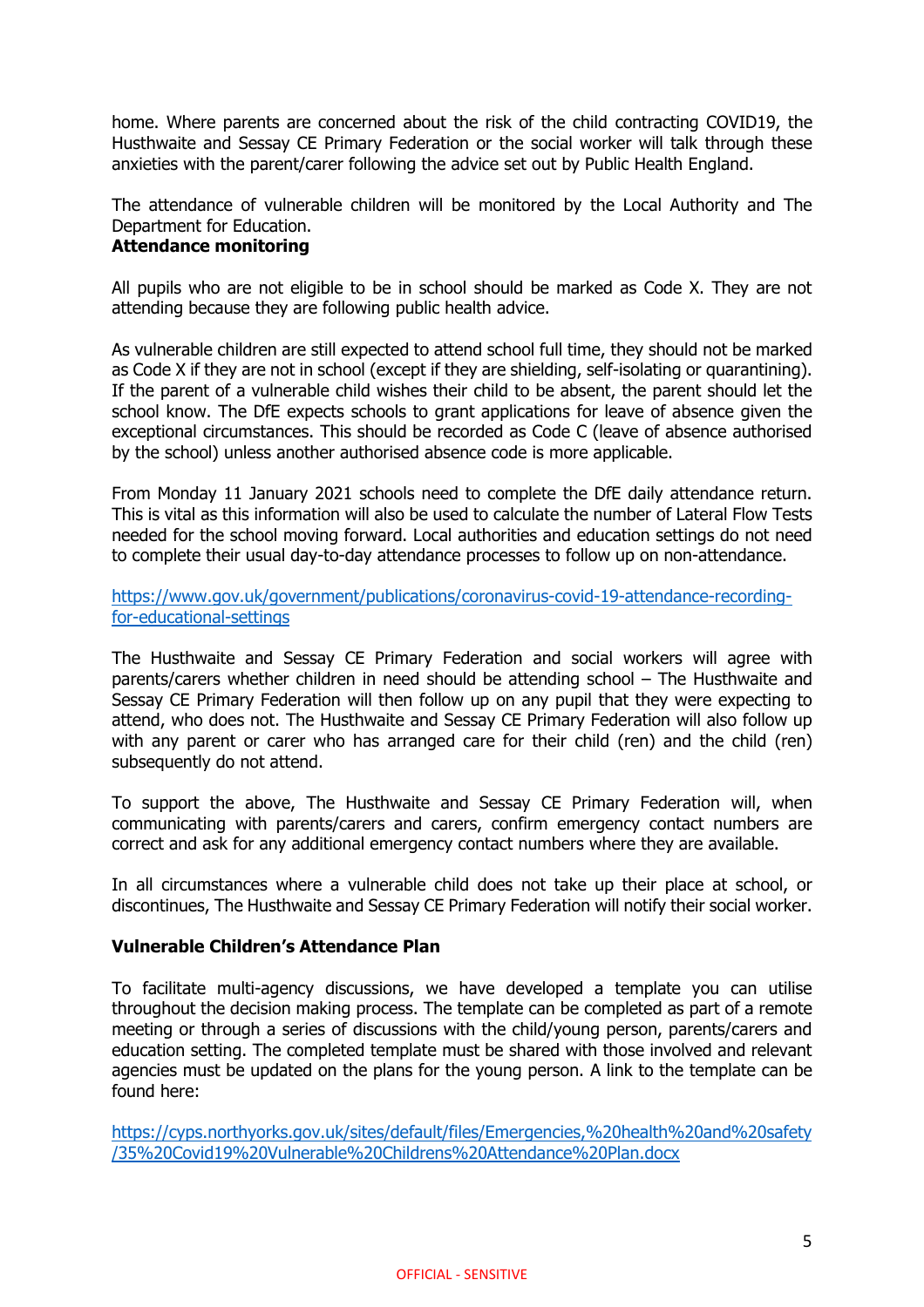home. Where parents are concerned about the risk of the child contracting COVID19, the Husthwaite and Sessay CE Primary Federation or the social worker will talk through these anxieties with the parent/carer following the advice set out by Public Health England.

The attendance of vulnerable children will be monitored by the Local Authority and The Department for Education.

**Attendance monitoring**

All pupils who are not eligible to be in school should be marked as Code X. They are not attending because they are following public health advice.

As vulnerable children are still expected to attend school full time, they should not be marked as Code X if they are not in school (except if they are shielding, self-isolating or quarantining). If the parent of a vulnerable child wishes their child to be absent, the parent should let the school know. The DfE expects schools to grant applications for leave of absence given the exceptional circumstances. This should be recorded as Code C (leave of absence authorised by the school) unless another authorised absence code is more applicable.

From Monday 11 January 2021 schools need to complete the DfE daily attendance return. This is vital as this information will also be used to calculate the number of Lateral Flow Tests needed for the school moving forward. Local authorities and education settings do not need to complete their usual day-to-day attendance processes to follow up on non-attendance.

https://www.gov.uk/government/publications/coronavirus-covid-19-attendance-recording-for-educational-settings

The Husthwaite and Sessay CE Primary Federation and social workers will agree with parents/carers whether children in need should be attending school – The Husthwaite and Sessay CE Primary Federation will then follow up on any pupil that they were expecting to attend, who does not. The Husthwaite and Sessay CE Primary Federation will also follow up with any parent or carer who has arranged care for their child (ren) and the child (ren) subsequently do not attend.

To support the above, The Husthwaite and Sessay CE Primary Federation will, when communicating with parents/carers and carers, confirm emergency contact numbers are correct and ask for any additional emergency contact numbers where they are available.

In all circumstances where a vulnerable child does not take up their place at school, or discontinues, The Husthwaite and Sessay CE Primary Federation will notify their social worker.

**Vulnerable Children's Attendance Plan**

To facilitate multi-agency discussions, we have developed a template you can utilise throughout the decision making process. The template can be completed as part of a remote meeting or through a series of discussions with the child/young person, parents/carers and education setting. The completed template must be shared with those involved and relevant agencies must be updated on the plans for the young person. A link to the template can be found here:

https://cyps.northyorks.gov.uk/sites/default/files/Emergencies,%20health%20and%20safety/35%20Covid19%20Vulnerable%20Childrens%20Attendance%20Plan.docx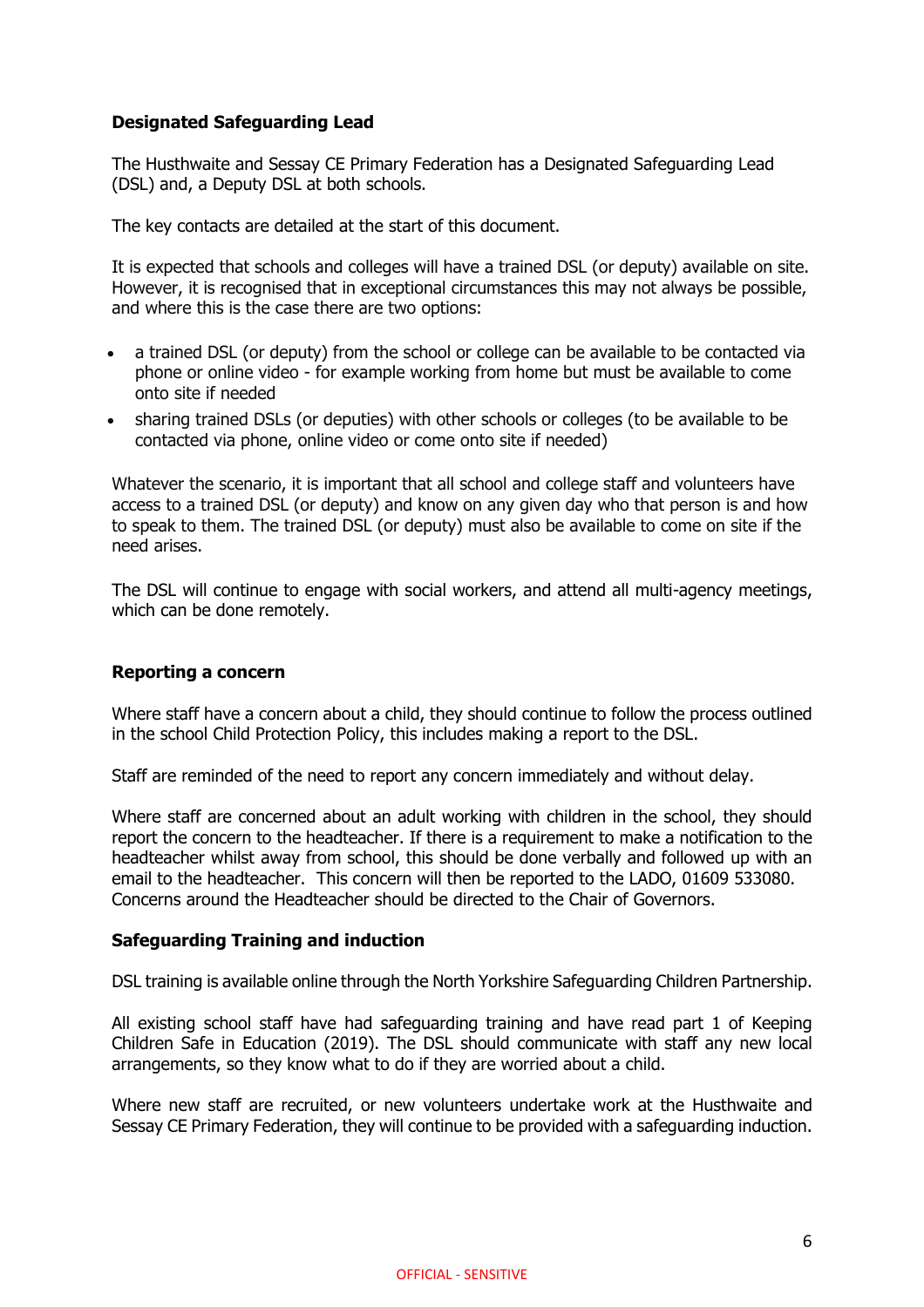**Designated Safeguarding Lead**

The Husthwaite and Sessay CE Primary Federation has a Designated Safeguarding Lead (DSL) and, a Deputy DSL at both schools.

The key contacts are detailed at the start of this document.

It is expected that schools and colleges will have a trained DSL (or deputy) available on site. However, it is recognised that in exceptional circumstances this may not always be possible, and where this is the case there are two options:

- a trained DSL (or deputy) from the school or college can be available to be contacted via phone or online video - for example working from home but must be available to come onto site if needed
- sharing trained DSLs (or deputies) with other schools or colleges (to be available to be contacted via phone, online video or come onto site if needed)

Whatever the scenario, it is important that all school and college staff and volunteers have access to a trained DSL (or deputy) and know on any given day who that person is and how to speak to them. The trained DSL (or deputy) must also be available to come on site if the need arises.

The DSL will continue to engage with social workers, and attend all multi-agency meetings, which can be done remotely.

**Reporting a concern**

Where staff have a concern about a child, they should continue to follow the process outlined in the school Child Protection Policy, this includes making a report to the DSL.

Staff are reminded of the need to report any concern immediately and without delay.

Where staff are concerned about an adult working with children in the school, they should report the concern to the headteacher. If there is a requirement to make a notification to the headteacher whilst away from school, this should be done verbally and followed up with an email to the headteacher. This concern will then be reported to the LADO, 01609 533080. Concerns around the Headteacher should be directed to the Chair of Governors.

**Safeguarding Training and induction**

DSL training is available online through the North Yorkshire Safeguarding Children Partnership.

All existing school staff have had safeguarding training and have read part 1 of Keeping Children Safe in Education (2019). The DSL should communicate with staff any new local arrangements, so they know what to do if they are worried about a child.

Where new staff are recruited, or new volunteers undertake work at the Husthwaite and Sessay CE Primary Federation, they will continue to be provided with a safeguarding induction.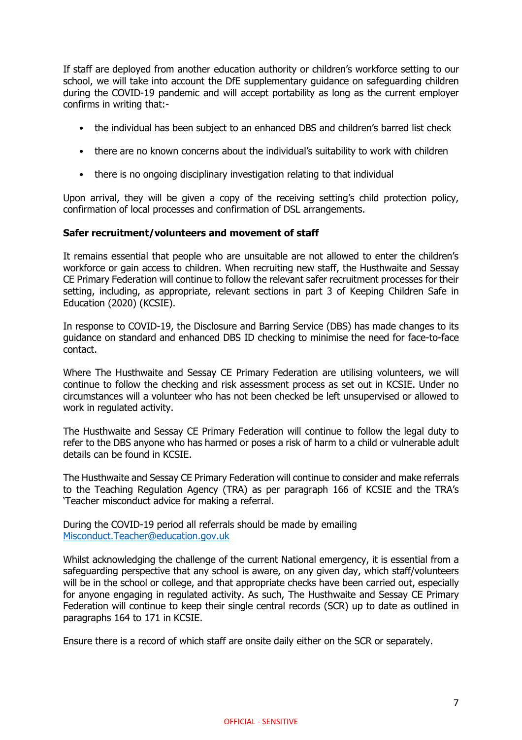If staff are deployed from another education authority or children's workforce setting to our school, we will take into account the DfE supplementary guidance on safeguarding children during the COVID-19 pandemic and will accept portability as long as the current employer confirms in writing that:-

- the individual has been subject to an enhanced DBS and children's barred list check
- there are no known concerns about the individual's suitability to work with children
- there is no ongoing disciplinary investigation relating to that individual

Upon arrival, they will be given a copy of the receiving setting's child protection policy, confirmation of local processes and confirmation of DSL arrangements.

**Safer recruitment/volunteers and movement of staff**

It remains essential that people who are unsuitable are not allowed to enter the children's workforce or gain access to children. When recruiting new staff, the Husthwaite and Sessay CE Primary Federation will continue to follow the relevant safer recruitment processes for their setting, including, as appropriate, relevant sections in part 3 of Keeping Children Safe in Education (2020) (KCSIE).

In response to COVID-19, the Disclosure and Barring Service (DBS) has made changes to its guidance on standard and enhanced DBS ID checking to minimise the need for face-to-face contact.

Where The Husthwaite and Sessay CE Primary Federation are utilising volunteers, we will continue to follow the checking and risk assessment process as set out in KCSIE. Under no circumstances will a volunteer who has not been checked be left unsupervised or allowed to work in regulated activity.

The Husthwaite and Sessay CE Primary Federation will continue to follow the legal duty to refer to the DBS anyone who has harmed or poses a risk of harm to a child or vulnerable adult details can be found in KCSIE.

The Husthwaite and Sessay CE Primary Federation will continue to consider and make referrals to the Teaching Regulation Agency (TRA) as per paragraph 166 of KCSIE and the TRA's 'Teacher misconduct advice for making a referral.

During the COVID-19 period all referrals should be made by emailing [Misconduct.Teacher@education.gov.uk](mailto:Misconduct.Teacher@education.gov.uk)

Whilst acknowledging the challenge of the current National emergency, it is essential from a safeguarding perspective that any school is aware, on any given day, which staff/volunteers will be in the school or college, and that appropriate checks have been carried out, especially for anyone engaging in regulated activity. As such, The Husthwaite and Sessay CE Primary Federation will continue to keep their single central records (SCR) up to date as outlined in paragraphs 164 to 171 in KCSIE.

Ensure there is a record of which staff are onsite daily either on the SCR or separately.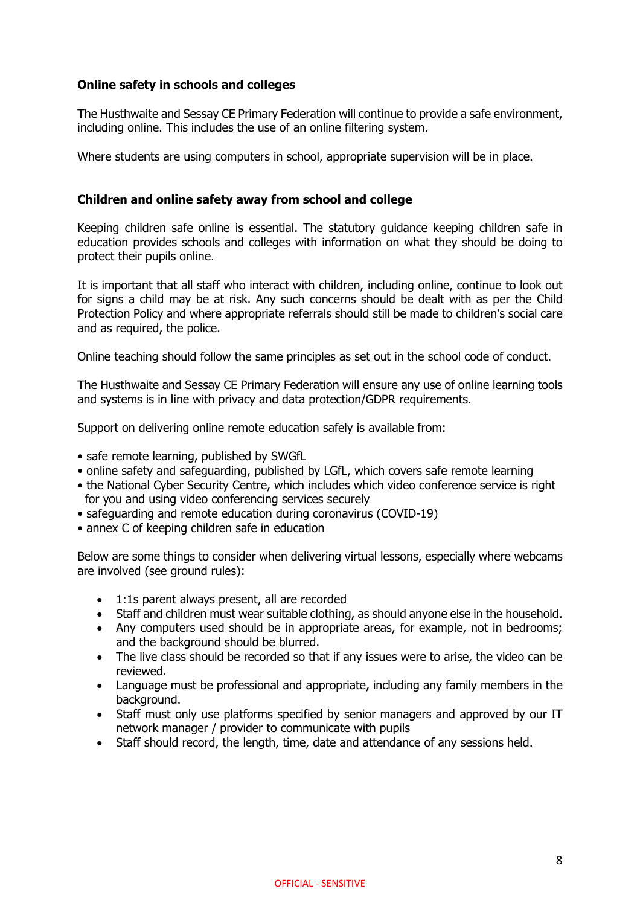**Online safety in schools and colleges**

The Husthwaite and Sessay CE Primary Federation will continue to provide a safe environment, including online. This includes the use of an online filtering system.

Where students are using computers in school, appropriate supervision will be in place.

**Children and online safety away from school and college**

Keeping children safe online is essential. The statutory guidance keeping children safe in education provides schools and colleges with information on what they should be doing to protect their pupils online.

It is important that all staff who interact with children, including online, continue to look out for signs a child may be at risk. Any such concerns should be dealt with as per the Child Protection Policy and where appropriate referrals should still be made to children's social care and as required, the police.

Online teaching should follow the same principles as set out in the school code of conduct.

The Husthwaite and Sessay CE Primary Federation will ensure any use of online learning tools and systems is in line with privacy and data protection/GDPR requirements.

Support on delivering online remote education safely is available from:

- safe remote learning, published by SWGfL
- online safety and safeguarding, published by LGfL, which covers safe remote learning
- the National Cyber Security Centre, which includes which video conference service is right for you and using video conferencing services securely
- safeguarding and remote education during coronavirus (COVID-19)
- annex C of keeping children safe in education

Below are some things to consider when delivering virtual lessons, especially where webcams are involved (see ground rules):

- 1:1s parent always present, all are recorded
- Staff and children must wear suitable clothing, as should anyone else in the household.
- Any computers used should be in appropriate areas, for example, not in bedrooms; and the background should be blurred.
- The live class should be recorded so that if any issues were to arise, the video can be reviewed.
- Language must be professional and appropriate, including any family members in the background.
- Staff must only use platforms specified by senior managers and approved by our IT network manager / provider to communicate with pupils
- Staff should record, the length, time, date and attendance of any sessions held.

OFFICIAL - SENSITIVE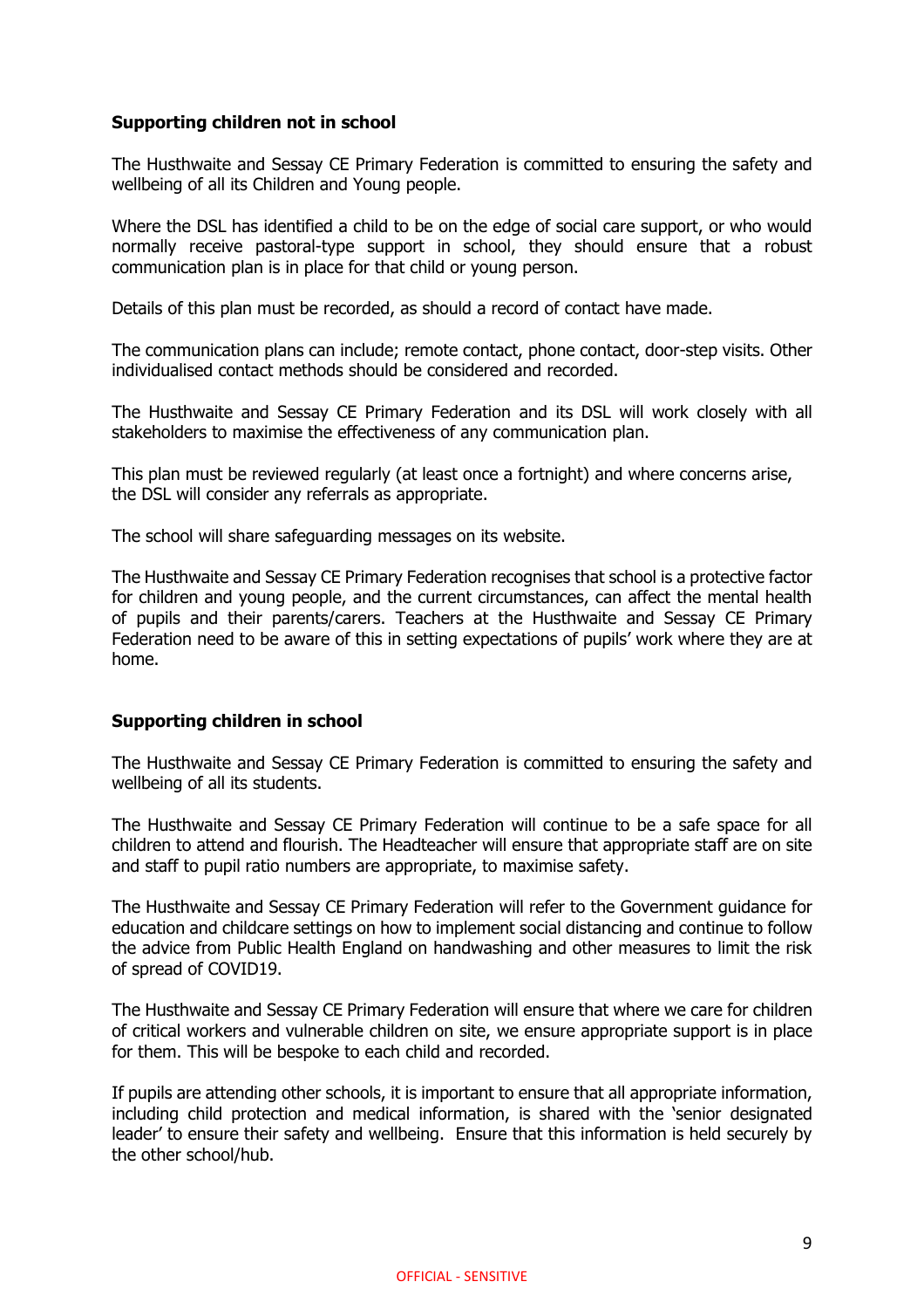**Supporting children not in school**

The Husthwaite and Sessay CE Primary Federation is committed to ensuring the safety and wellbeing of all its Children and Young people.

Where the DSL has identified a child to be on the edge of social care support, or who would normally receive pastoral-type support in school, they should ensure that a robust communication plan is in place for that child or young person.

Details of this plan must be recorded, as should a record of contact have made.

The communication plans can include; remote contact, phone contact, door-step visits. Other individualised contact methods should be considered and recorded.

The Husthwaite and Sessay CE Primary Federation and its DSL will work closely with all stakeholders to maximise the effectiveness of any communication plan.

This plan must be reviewed regularly (at least once a fortnight) and where concerns arise, the DSL will consider any referrals as appropriate.

The school will share safeguarding messages on its website.

The Husthwaite and Sessay CE Primary Federation recognises that school is a protective factor for children and young people, and the current circumstances, can affect the mental health of pupils and their parents/carers. Teachers at the Husthwaite and Sessay CE Primary Federation need to be aware of this in setting expectations of pupils' work where they are at home.

**Supporting children in school**

The Husthwaite and Sessay CE Primary Federation is committed to ensuring the safety and wellbeing of all its students.

The Husthwaite and Sessay CE Primary Federation will continue to be a safe space for all children to attend and flourish. The Headteacher will ensure that appropriate staff are on site and staff to pupil ratio numbers are appropriate, to maximise safety.

The Husthwaite and Sessay CE Primary Federation will refer to the Government guidance for education and childcare settings on how to implement social distancing and continue to follow the advice from Public Health England on handwashing and other measures to limit the risk of spread of COVID19.

The Husthwaite and Sessay CE Primary Federation will ensure that where we care for children of critical workers and vulnerable children on site, we ensure appropriate support is in place for them. This will be bespoke to each child and recorded.

If pupils are attending other schools, it is important to ensure that all appropriate information, including child protection and medical information, is shared with the 'senior designated leader' to ensure their safety and wellbeing. Ensure that this information is held securely by the other school/hub.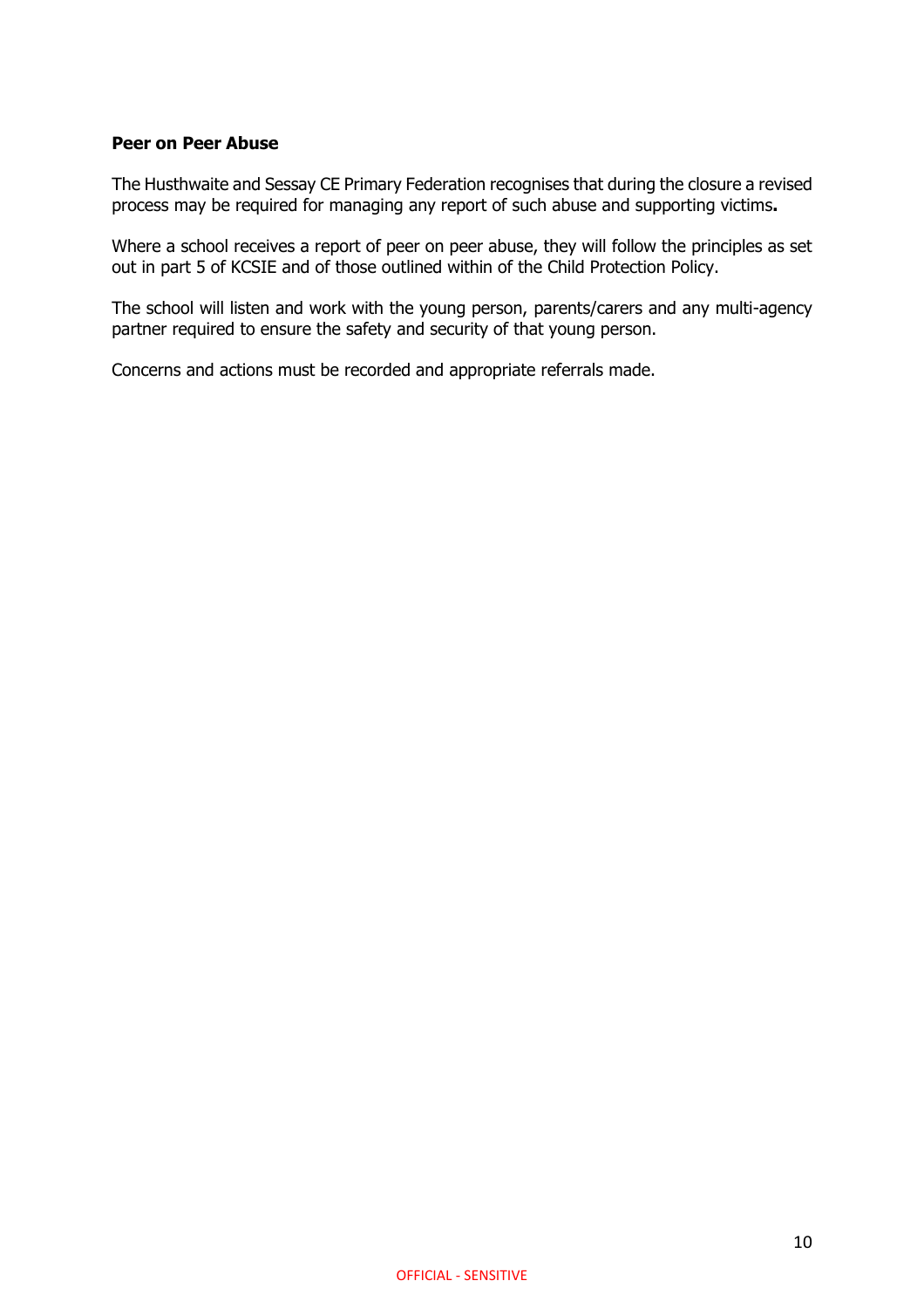**Peer on Peer Abuse**

The Husthwaite and Sessay CE Primary Federation recognises that during the closure a revised process may be required for managing any report of such abuse and supporting victims**.**

Where a school receives a report of peer on peer abuse, they will follow the principles as set out in part 5 of KCSIE and of those outlined within of the Child Protection Policy.

The school will listen and work with the young person, parents/carers and any multi-agency partner required to ensure the safety and security of that young person.

Concerns and actions must be recorded and appropriate referrals made.

OFFICIAL - SENSITIVE